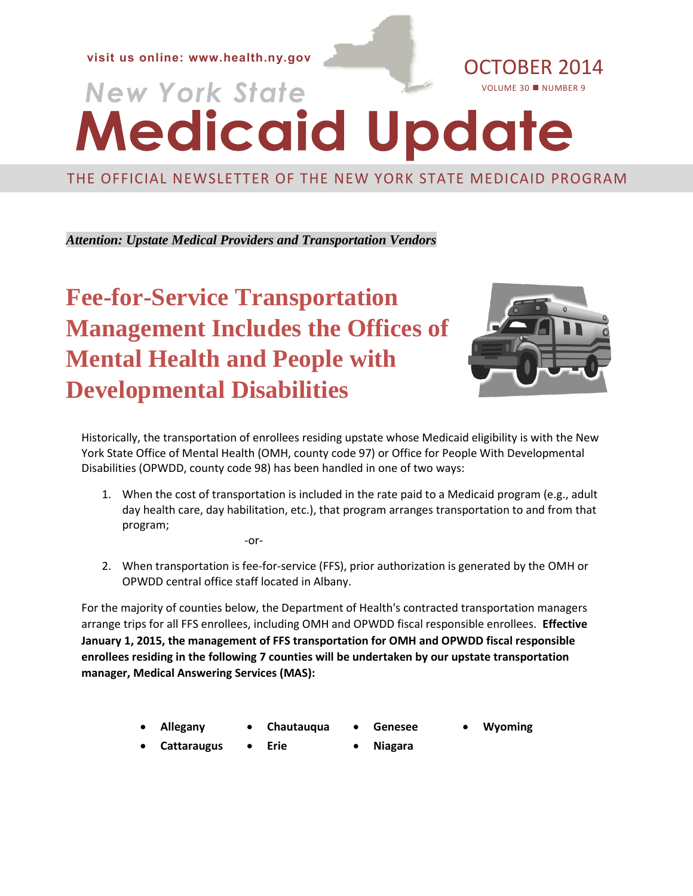visit us online: www.health.ny.gov

# New York State Medicaid Update

OCTOBER 2014

VOLUME 30 ■ NUMBER 9

THE OFFICIAL NEWSLETTER OF THE NEW YORK STATE MEDICAID PROGRAM

*Attention: Upstate Medical Providers and Transportation Vendors*

## Fee-for-Service Transportation Management Includes the Offices of Mental Health and People with Developmental Disabilities

Historically, the transportation of enrollees residing upstate whose Medicaid eligibility is with the New York State Office of Mental Health (OMH, county code 97) or Office for People With Developmental Disabilities (OPWDD, county code 98) has been handled in one of two ways:

1. When the cost of transportation is included in the rate paid to a Medicaid program (e.g., adult day health care, day habilitation, etc.), that program arranges transportation to and from that program;

   -or-

2. When transportation is fee-for-service (FFS), prior authorization is generated by the OMH or OPWDD central office staff located in Albany.

For the majority of counties below, the Department of Health's contracted transportation managers arrange trips for all FFS enrollees, including OMH and OPWDD fiscal responsible enrollees. **Effective January 1, 2015, the management of FFS transportation for OMH and OPWDD fiscal responsible enrollees residing in the following 7 counties will be undertaken by our upstate transportation manager, Medical Answering Services (MAS):**

- **Allegany**
- **Cattaraugus**
- **Chautauqua**
- **Erie**
- **Genesee**
- **Niagara**
- **Wyoming**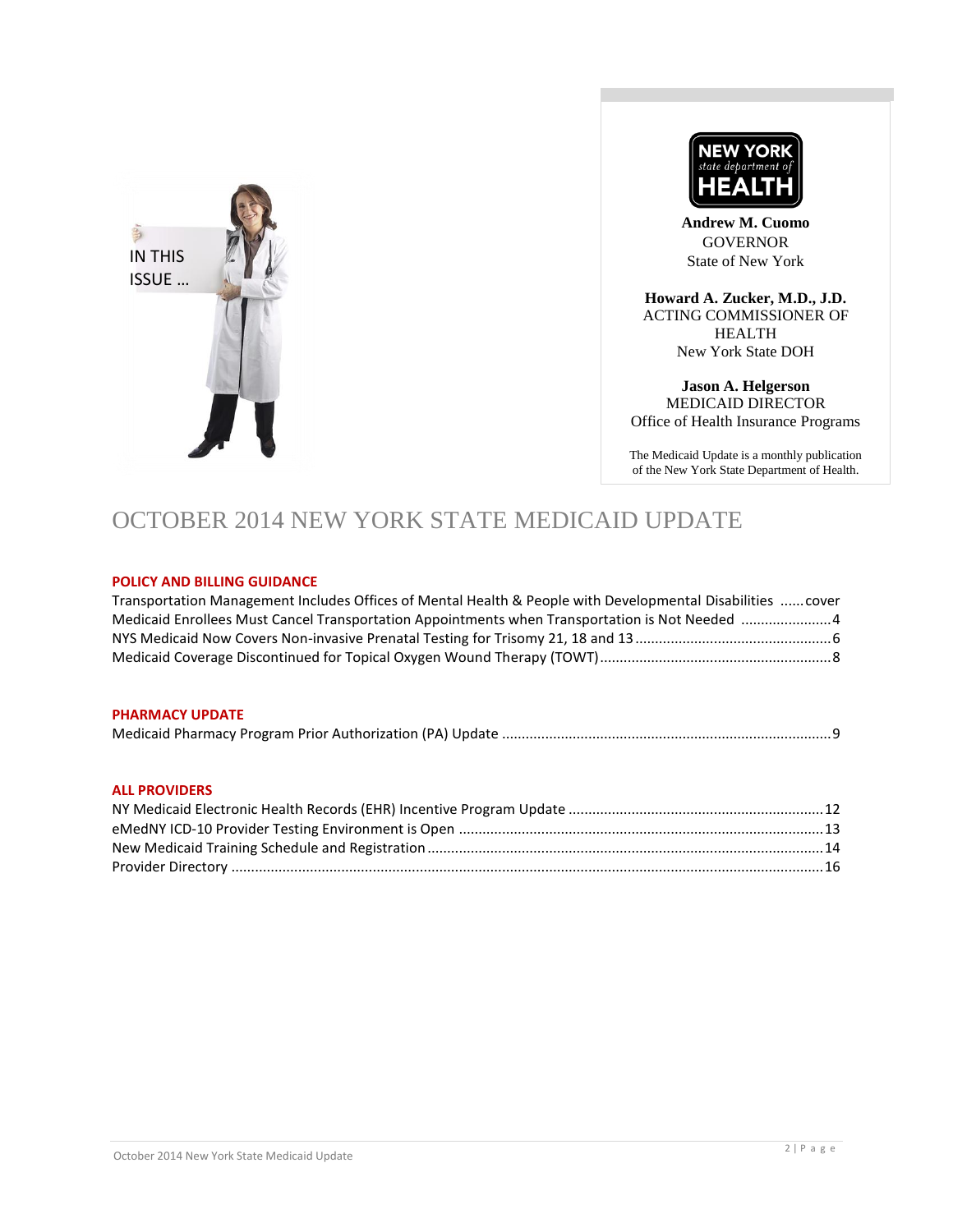IN THIS ISSUE …

**NEW YORK** *state department of* **HEALTH**

**Andrew M. Cuomo**
GOVERNOR
State of New York

**Howard A. Zucker, M.D., J.D.**
ACTING COMMISSIONER OF HEALTH
New York State DOH

**Jason A. Helgerson**
MEDICAID DIRECTOR
Office of Health Insurance Programs

The Medicaid Update is a monthly publication of the New York State Department of Health.

# OCTOBER 2014 NEW YORK STATE MEDICAID UPDATE

## POLICY AND BILLING GUIDANCE

Transportation Management Includes Offices of Mental Health & People with Developmental Disabilities ......cover
Medicaid Enrollees Must Cancel Transportation Appointments when Transportation is Not Needed ......................4
NYS Medicaid Now Covers Non-invasive Prenatal Testing for Trisomy 21, 18 and 13.................................................6
Medicaid Coverage Discontinued for Topical Oxygen Wound Therapy (TOWT)..........................................................8

## PHARMACY UPDATE

Medicaid Pharmacy Program Prior Authorization (PA) Update ..................................................................................9

## ALL PROVIDERS

NY Medicaid Electronic Health Records (EHR) Incentive Program Update ................................................................12
eMedNY ICD-10 Provider Testing Environment is Open ...........................................................................................13
New Medicaid Training Schedule and Registration....................................................................................................14
Provider Directory .....................................................................................................................................................16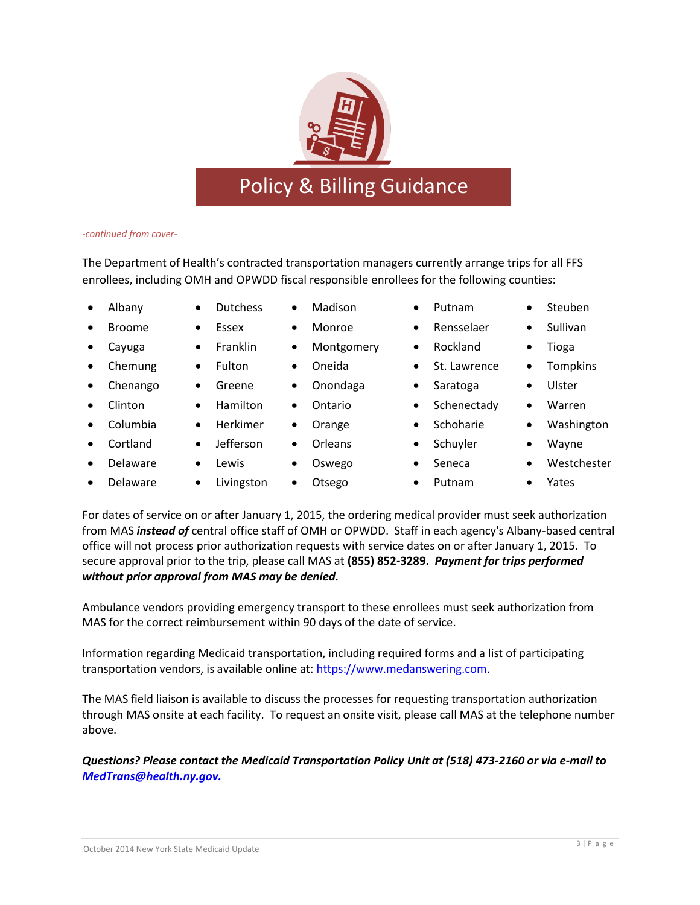## Policy & Billing Guidance

*-continued from cover-*

The Department of Health's contracted transportation managers currently arrange trips for all FFS enrollees, including OMH and OPWDD fiscal responsible enrollees for the following counties:

- Albany
- Broome
- Cayuga
- Chemung
- Chenango
- Clinton
- Columbia
- Cortland
- Delaware
- Delaware
- Dutchess
- Essex
- Franklin
- Fulton
- Greene
- Hamilton
- Herkimer
- Jefferson
- Lewis
- Livingston
- Madison
- Monroe
- Montgomery
- Oneida
- Onondaga
- Ontario
- Orange
- Orleans
- Oswego
- Otsego
- Putnam
- Rensselaer
- Rockland
- St. Lawrence
- Saratoga
- Schenectady
- Schoharie
- Schuyler
- Seneca
- Putnam
- Steuben
- Sullivan
- Tioga
- Tompkins
- Ulster
- Warren
- Washington
- Wayne
- Westchester
- Yates

For dates of service on or after January 1, 2015, the ordering medical provider must seek authorization from MAS ***instead of*** central office staff of OMH or OPWDD. Staff in each agency's Albany-based central office will not process prior authorization requests with service dates on or after January 1, 2015. To secure approval prior to the trip, please call MAS at **(855) 852-3289.** ***Payment for trips performed without prior approval from MAS may be denied.***

Ambulance vendors providing emergency transport to these enrollees must seek authorization from MAS for the correct reimbursement within 90 days of the date of service.

Information regarding Medicaid transportation, including required forms and a list of participating transportation vendors, is available online at: https://www.medanswering.com.

The MAS field liaison is available to discuss the processes for requesting transportation authorization through MAS onsite at each facility. To request an onsite visit, please call MAS at the telephone number above.

***Questions? Please contact the Medicaid Transportation Policy Unit at (518) 473-2160 or via e-mail to MedTrans@health.ny.gov.***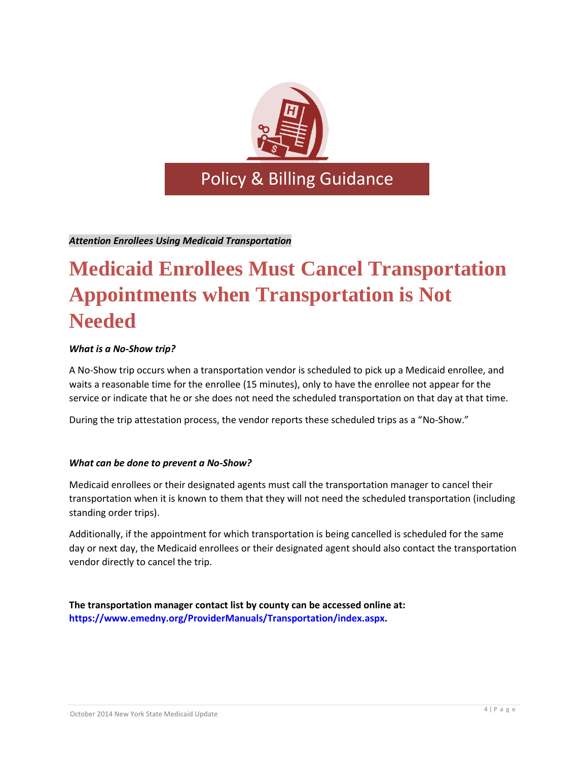Policy & Billing Guidance

***Attention Enrollees Using Medicaid Transportation***

# Medicaid Enrollees Must Cancel Transportation Appointments when Transportation is Not Needed

***What is a No-Show trip?***

A No-Show trip occurs when a transportation vendor is scheduled to pick up a Medicaid enrollee, and waits a reasonable time for the enrollee (15 minutes), only to have the enrollee not appear for the service or indicate that he or she does not need the scheduled transportation on that day at that time.

During the trip attestation process, the vendor reports these scheduled trips as a "No-Show."

***What can be done to prevent a No-Show?***

Medicaid enrollees or their designated agents must call the transportation manager to cancel their transportation when it is known to them that they will not need the scheduled transportation (including standing order trips).

Additionally, if the appointment for which transportation is being cancelled is scheduled for the same day or next day, the Medicaid enrollees or their designated agent should also contact the transportation vendor directly to cancel the trip.

**The transportation manager contact list by county can be accessed online at: https://www.emedny.org/ProviderManuals/Transportation/index.aspx.**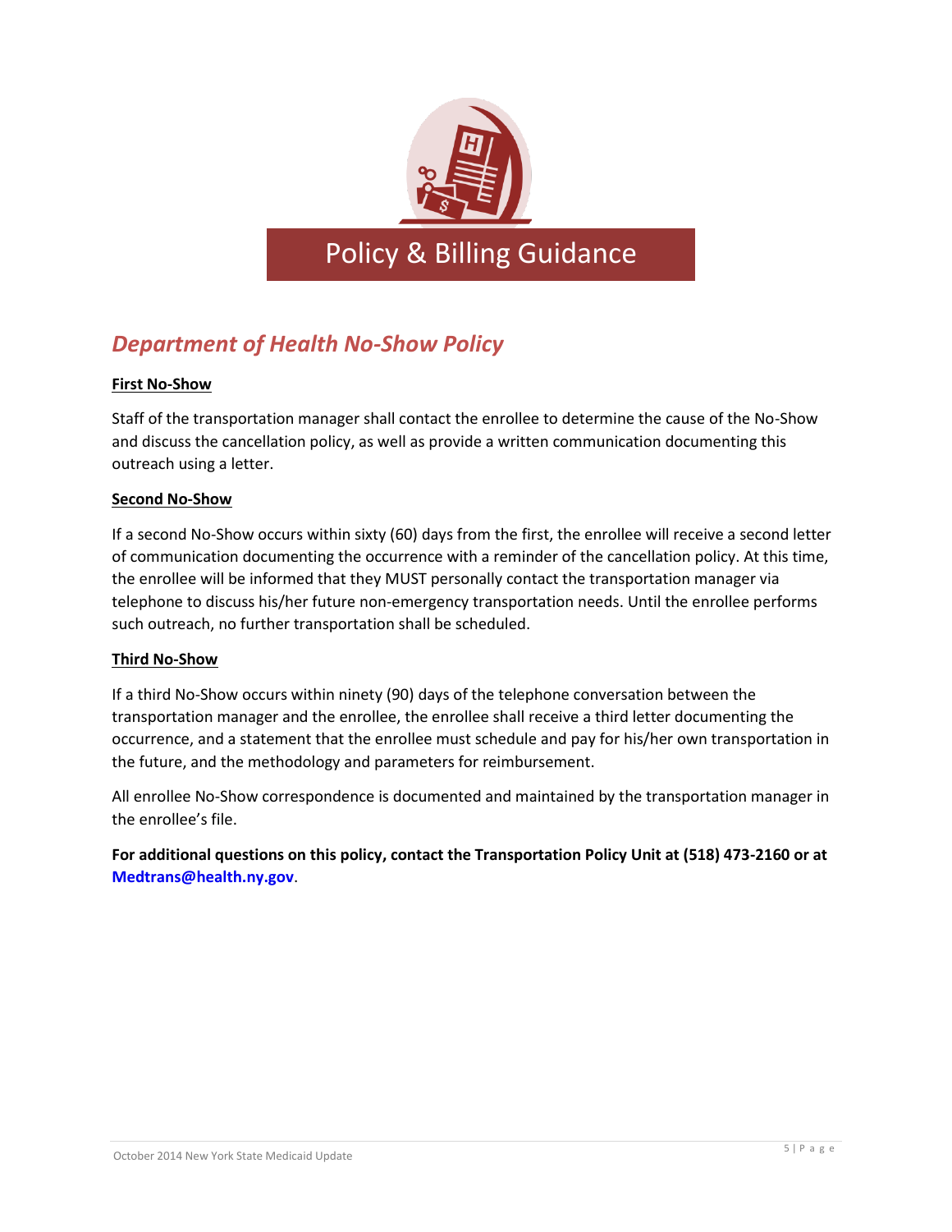# Policy & Billing Guidance

## *Department of Health No-Show Policy*

**First No-Show**

Staff of the transportation manager shall contact the enrollee to determine the cause of the No-Show and discuss the cancellation policy, as well as provide a written communication documenting this outreach using a letter.

**Second No-Show**

If a second No-Show occurs within sixty (60) days from the first, the enrollee will receive a second letter of communication documenting the occurrence with a reminder of the cancellation policy. At this time, the enrollee will be informed that they MUST personally contact the transportation manager via telephone to discuss his/her future non-emergency transportation needs. Until the enrollee performs such outreach, no further transportation shall be scheduled.

**Third No-Show**

If a third No-Show occurs within ninety (90) days of the telephone conversation between the transportation manager and the enrollee, the enrollee shall receive a third letter documenting the occurrence, and a statement that the enrollee must schedule and pay for his/her own transportation in the future, and the methodology and parameters for reimbursement.

All enrollee No-Show correspondence is documented and maintained by the transportation manager in the enrollee's file.

**For additional questions on this policy, contact the Transportation Policy Unit at (518) 473-2160 or at Medtrans@health.ny.gov.**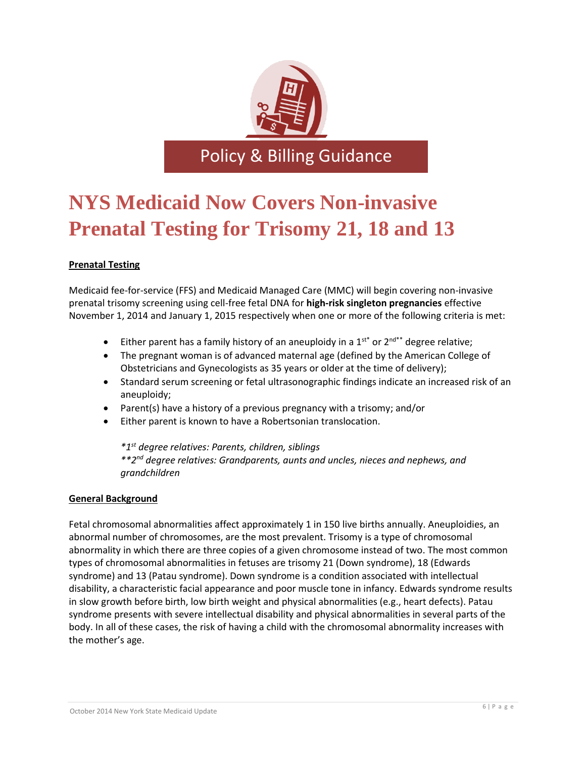Policy & Billing Guidance

# NYS Medicaid Now Covers Non-invasive Prenatal Testing for Trisomy 21, 18 and 13

## Prenatal Testing

Medicaid fee-for-service (FFS) and Medicaid Managed Care (MMC) will begin covering non-invasive prenatal trisomy screening using cell-free fetal DNA for **high-risk singleton pregnancies** effective November 1, 2014 and January 1, 2015 respectively when one or more of the following criteria is met:

- Either parent has a family history of an aneuploidy in a 1st* or 2nd** degree relative;
- The pregnant woman is of advanced maternal age (defined by the American College of Obstetricians and Gynecologists as 35 years or older at the time of delivery);
- Standard serum screening or fetal ultrasonographic findings indicate an increased risk of an aneuploidy;
- Parent(s) have a history of a previous pregnancy with a trisomy; and/or
- Either parent is known to have a Robertsonian translocation.

*\*1st degree relatives: Parents, children, siblings*
*\*\*2nd degree relatives: Grandparents, aunts and uncles, nieces and nephews, and grandchildren*

## General Background

Fetal chromosomal abnormalities affect approximately 1 in 150 live births annually. Aneuploidies, an abnormal number of chromosomes, are the most prevalent. Trisomy is a type of chromosomal abnormality in which there are three copies of a given chromosome instead of two. The most common types of chromosomal abnormalities in fetuses are trisomy 21 (Down syndrome), 18 (Edwards syndrome) and 13 (Patau syndrome). Down syndrome is a condition associated with intellectual disability, a characteristic facial appearance and poor muscle tone in infancy. Edwards syndrome results in slow growth before birth, low birth weight and physical abnormalities (e.g., heart defects). Patau syndrome presents with severe intellectual disability and physical abnormalities in several parts of the body. In all of these cases, the risk of having a child with the chromosomal abnormality increases with the mother's age.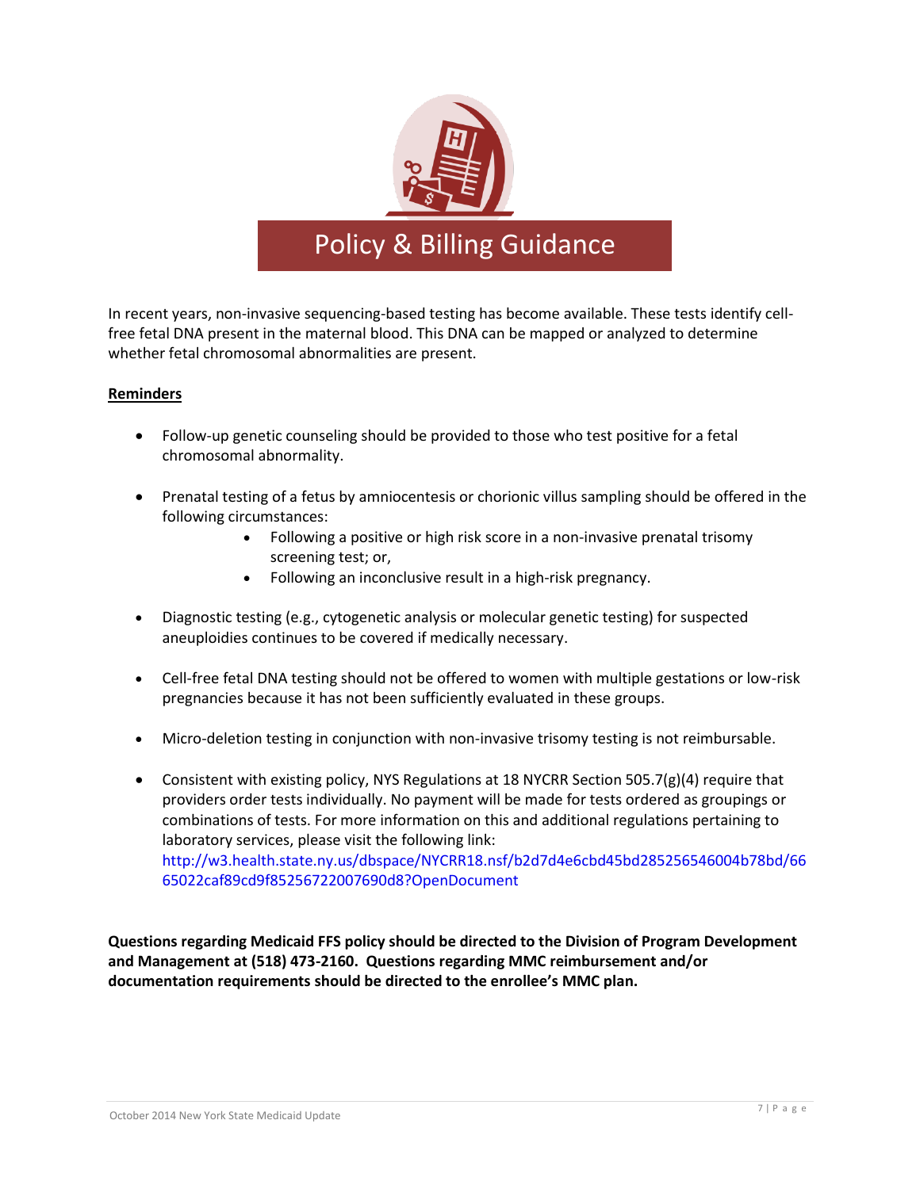# Policy & Billing Guidance

In recent years, non-invasive sequencing-based testing has become available. These tests identify cell-free fetal DNA present in the maternal blood. This DNA can be mapped or analyzed to determine whether fetal chromosomal abnormalities are present.

**Reminders**

- Follow-up genetic counseling should be provided to those who test positive for a fetal chromosomal abnormality.
- Prenatal testing of a fetus by amniocentesis or chorionic villus sampling should be offered in the following circumstances:
  - Following a positive or high risk score in a non-invasive prenatal trisomy screening test; or,
  - Following an inconclusive result in a high-risk pregnancy.
- Diagnostic testing (e.g., cytogenetic analysis or molecular genetic testing) for suspected aneuploidies continues to be covered if medically necessary.
- Cell-free fetal DNA testing should not be offered to women with multiple gestations or low-risk pregnancies because it has not been sufficiently evaluated in these groups.
- Micro-deletion testing in conjunction with non-invasive trisomy testing is not reimbursable.
- Consistent with existing policy, NYS Regulations at 18 NYCRR Section 505.7(g)(4) require that providers order tests individually. No payment will be made for tests ordered as groupings or combinations of tests. For more information on this and additional regulations pertaining to laboratory services, please visit the following link: http://w3.health.state.ny.us/dbspace/NYCRR18.nsf/b2d7d4e6cbd45bd285256546004b78bd/6665022caf89cd9f85256722007690d8?OpenDocument

**Questions regarding Medicaid FFS policy should be directed to the Division of Program Development and Management at (518) 473-2160. Questions regarding MMC reimbursement and/or documentation requirements should be directed to the enrollee's MMC plan.**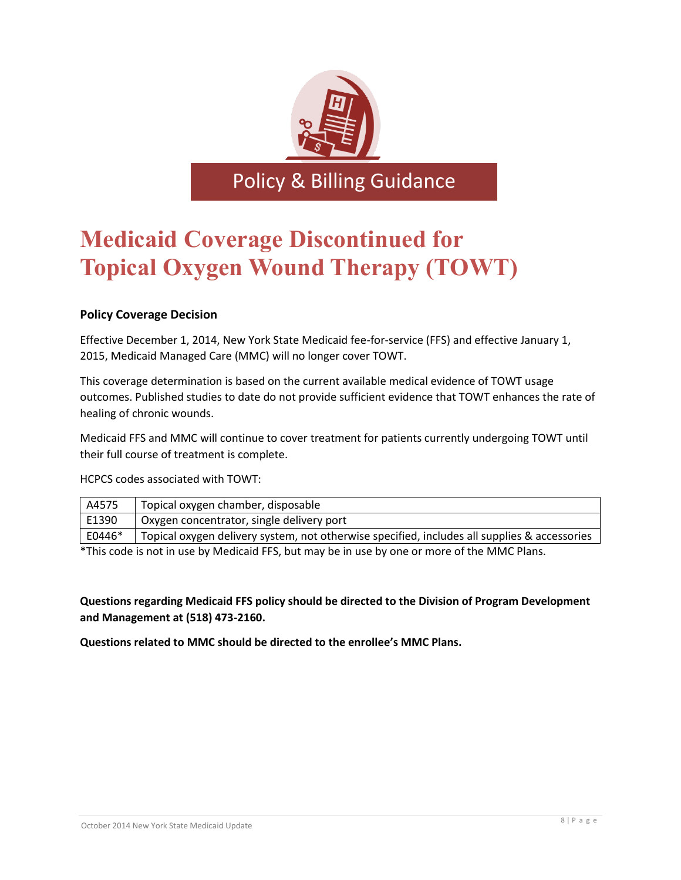Policy & Billing Guidance

# Medicaid Coverage Discontinued for Topical Oxygen Wound Therapy (TOWT)

### Policy Coverage Decision

Effective December 1, 2014, New York State Medicaid fee-for-service (FFS) and effective January 1, 2015, Medicaid Managed Care (MMC) will no longer cover TOWT.

This coverage determination is based on the current available medical evidence of TOWT usage outcomes. Published studies to date do not provide sufficient evidence that TOWT enhances the rate of healing of chronic wounds.

Medicaid FFS and MMC will continue to cover treatment for patients currently undergoing TOWT until their full course of treatment is complete.

HCPCS codes associated with TOWT:

| Code | Description |
|---|---|
| A4575 | Topical oxygen chamber, disposable |
| E1390 | Oxygen concentrator, single delivery port |
| E0446* | Topical oxygen delivery system, not otherwise specified, includes all supplies & accessories |

*This code is not in use by Medicaid FFS, but may be in use by one or more of the MMC Plans.

**Questions regarding Medicaid FFS policy should be directed to the Division of Program Development and Management at (518) 473-2160.**

**Questions related to MMC should be directed to the enrollee's MMC Plans.**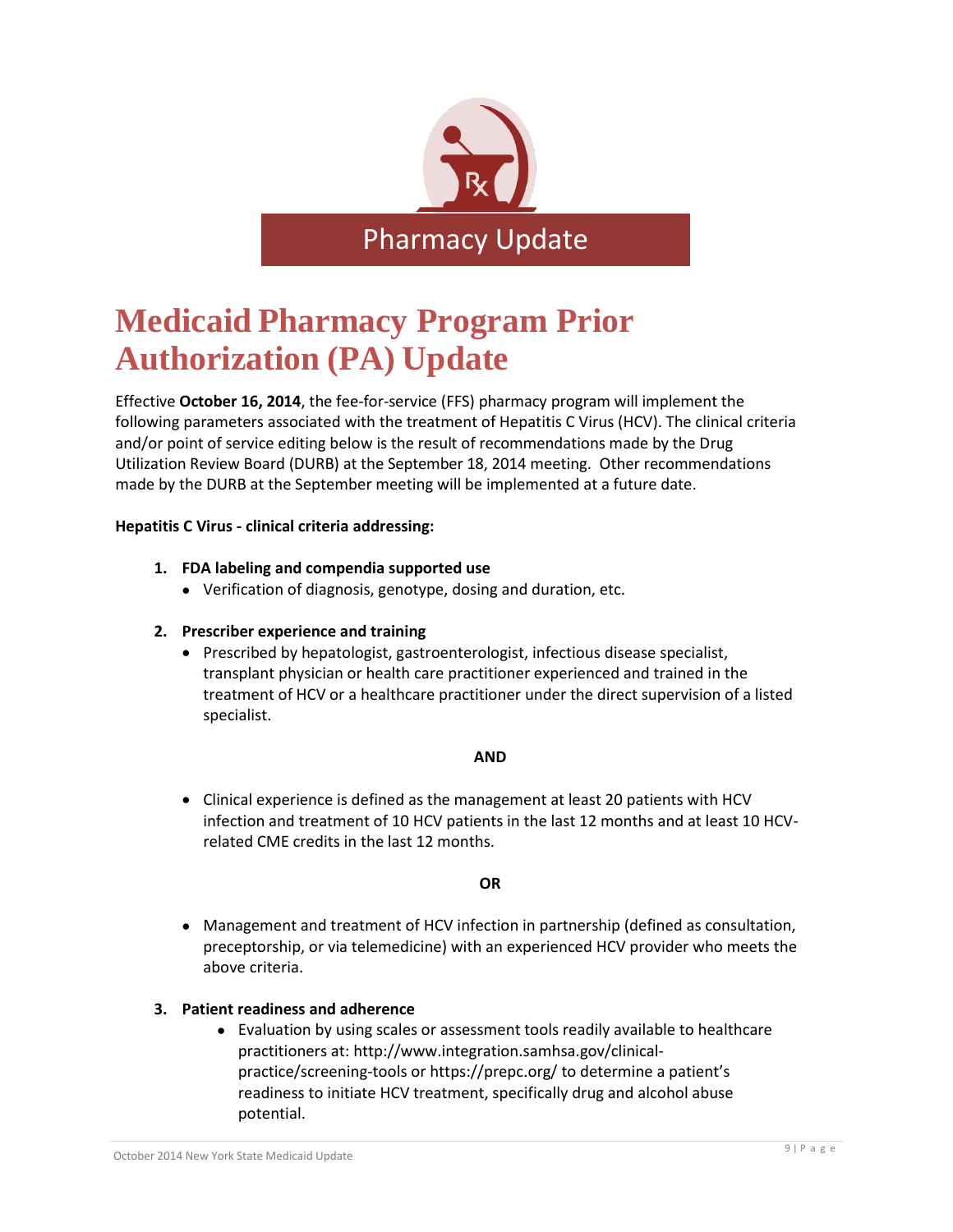Pharmacy Update

# Medicaid Pharmacy Program Prior Authorization (PA) Update

Effective **October 16, 2014**, the fee-for-service (FFS) pharmacy program will implement the following parameters associated with the treatment of Hepatitis C Virus (HCV). The clinical criteria and/or point of service editing below is the result of recommendations made by the Drug Utilization Review Board (DURB) at the September 18, 2014 meeting. Other recommendations made by the DURB at the September meeting will be implemented at a future date.

**Hepatitis C Virus - clinical criteria addressing:**

1. **FDA labeling and compendia supported use**
   - Verification of diagnosis, genotype, dosing and duration, etc.

2. **Prescriber experience and training**
   - Prescribed by hepatologist, gastroenterologist, infectious disease specialist, transplant physician or health care practitioner experienced and trained in the treatment of HCV or a healthcare practitioner under the direct supervision of a listed specialist.

   **AND**

   - Clinical experience is defined as the management at least 20 patients with HCV infection and treatment of 10 HCV patients in the last 12 months and at least 10 HCV-related CME credits in the last 12 months.

   **OR**

   - Management and treatment of HCV infection in partnership (defined as consultation, preceptorship, or via telemedicine) with an experienced HCV provider who meets the above criteria.

3. **Patient readiness and adherence**
   - Evaluation by using scales or assessment tools readily available to healthcare practitioners at: http://www.integration.samhsa.gov/clinical-practice/screening-tools or https://prepc.org/ to determine a patient's readiness to initiate HCV treatment, specifically drug and alcohol abuse potential.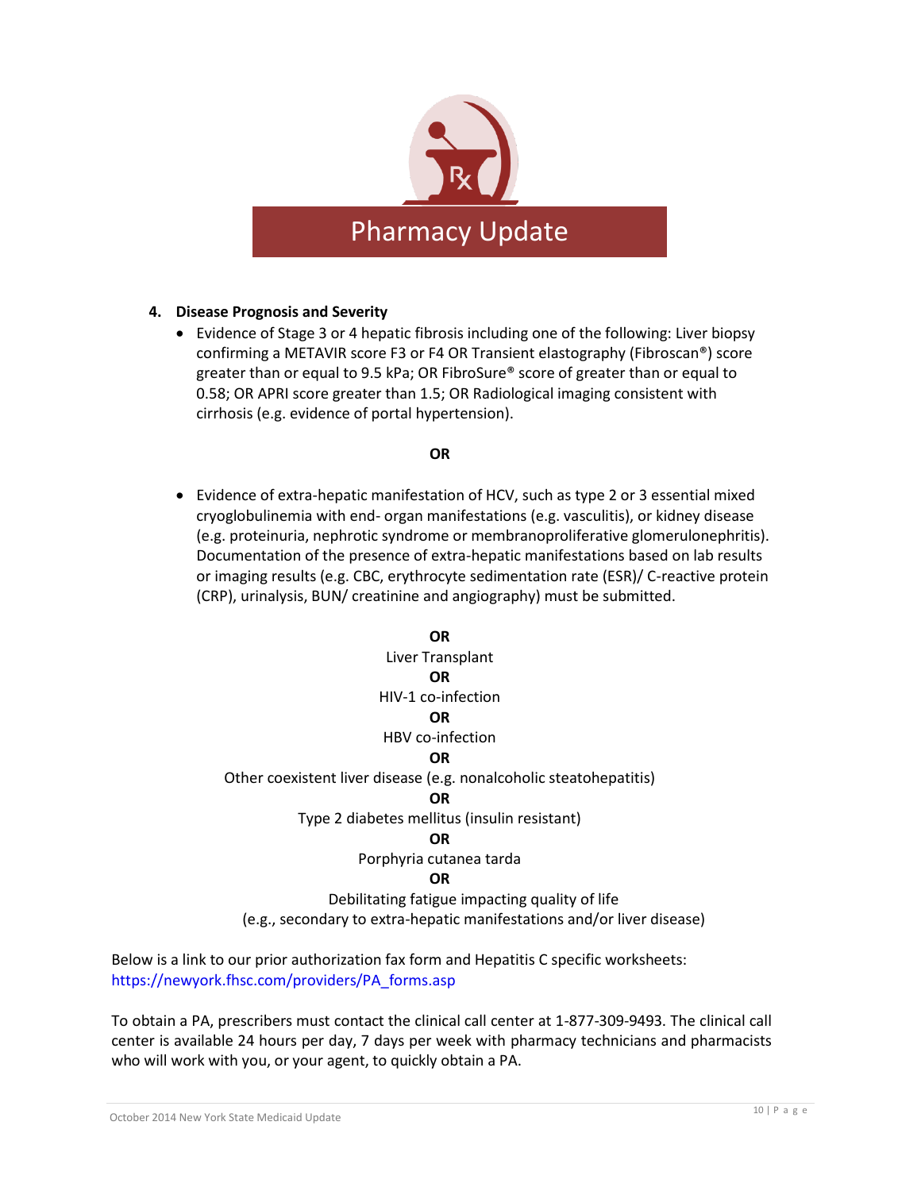# Pharmacy Update

4. **Disease Prognosis and Severity**
   - Evidence of Stage 3 or 4 hepatic fibrosis including one of the following: Liver biopsy confirming a METAVIR score F3 or F4 OR Transient elastography (Fibroscan®) score greater than or equal to 9.5 kPa; OR FibroSure® score of greater than or equal to 0.58; OR APRI score greater than 1.5; OR Radiological imaging consistent with cirrhosis (e.g. evidence of portal hypertension).

**OR**

   - Evidence of extra-hepatic manifestation of HCV, such as type 2 or 3 essential mixed cryoglobulinemia with end- organ manifestations (e.g. vasculitis), or kidney disease (e.g. proteinuria, nephrotic syndrome or membranoproliferative glomerulonephritis). Documentation of the presence of extra-hepatic manifestations based on lab results or imaging results (e.g. CBC, erythrocyte sedimentation rate (ESR)/ C-reactive protein (CRP), urinalysis, BUN/ creatinine and angiography) must be submitted.

**OR**

Liver Transplant

**OR**

HIV-1 co-infection

**OR**

HBV co-infection

**OR**

Other coexistent liver disease (e.g. nonalcoholic steatohepatitis)

**OR**

Type 2 diabetes mellitus (insulin resistant)

**OR**

Porphyria cutanea tarda

**OR**

Debilitating fatigue impacting quality of life
(e.g., secondary to extra-hepatic manifestations and/or liver disease)

Below is a link to our prior authorization fax form and Hepatitis C specific worksheets: https://newyork.fhsc.com/providers/PA_forms.asp

To obtain a PA, prescribers must contact the clinical call center at 1-877-309-9493. The clinical call center is available 24 hours per day, 7 days per week with pharmacy technicians and pharmacists who will work with you, or your agent, to quickly obtain a PA.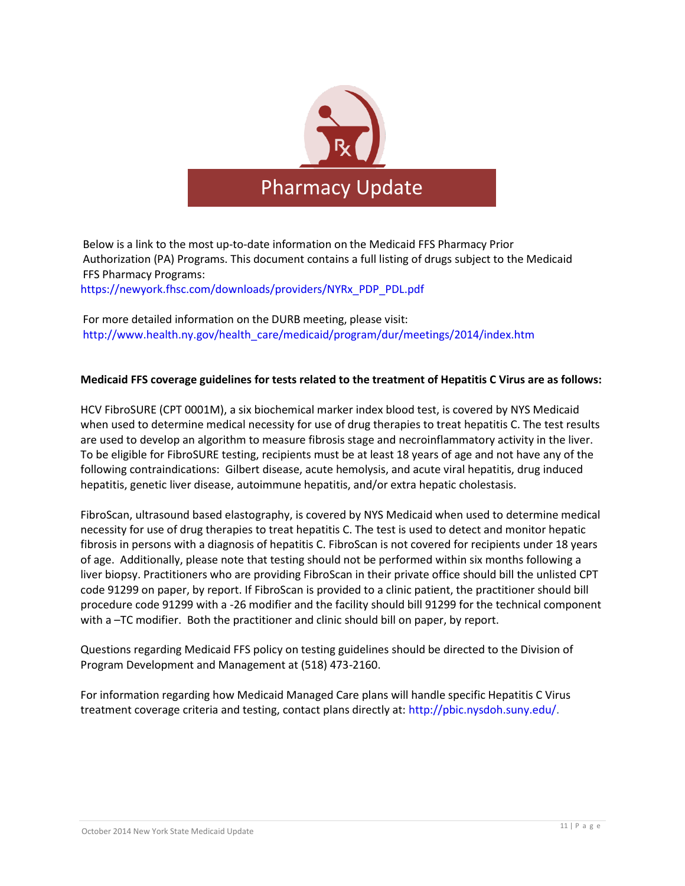# Pharmacy Update

Below is a link to the most up-to-date information on the Medicaid FFS Pharmacy Prior Authorization (PA) Programs. This document contains a full listing of drugs subject to the Medicaid FFS Pharmacy Programs:
https://newyork.fhsc.com/downloads/providers/NYRx_PDP_PDL.pdf

For more detailed information on the DURB meeting, please visit:
http://www.health.ny.gov/health_care/medicaid/program/dur/meetings/2014/index.htm

**Medicaid FFS coverage guidelines for tests related to the treatment of Hepatitis C Virus are as follows:**

HCV FibroSURE (CPT 0001M), a six biochemical marker index blood test, is covered by NYS Medicaid when used to determine medical necessity for use of drug therapies to treat hepatitis C. The test results are used to develop an algorithm to measure fibrosis stage and necroinflammatory activity in the liver. To be eligible for FibroSURE testing, recipients must be at least 18 years of age and not have any of the following contraindications: Gilbert disease, acute hemolysis, and acute viral hepatitis, drug induced hepatitis, genetic liver disease, autoimmune hepatitis, and/or extra hepatic cholestasis.

FibroScan, ultrasound based elastography, is covered by NYS Medicaid when used to determine medical necessity for use of drug therapies to treat hepatitis C. The test is used to detect and monitor hepatic fibrosis in persons with a diagnosis of hepatitis C. FibroScan is not covered for recipients under 18 years of age. Additionally, please note that testing should not be performed within six months following a liver biopsy. Practitioners who are providing FibroScan in their private office should bill the unlisted CPT code 91299 on paper, by report. If FibroScan is provided to a clinic patient, the practitioner should bill procedure code 91299 with a -26 modifier and the facility should bill 91299 for the technical component with a –TC modifier. Both the practitioner and clinic should bill on paper, by report.

Questions regarding Medicaid FFS policy on testing guidelines should be directed to the Division of Program Development and Management at (518) 473-2160.

For information regarding how Medicaid Managed Care plans will handle specific Hepatitis C Virus treatment coverage criteria and testing, contact plans directly at: http://pbic.nysdoh.suny.edu/.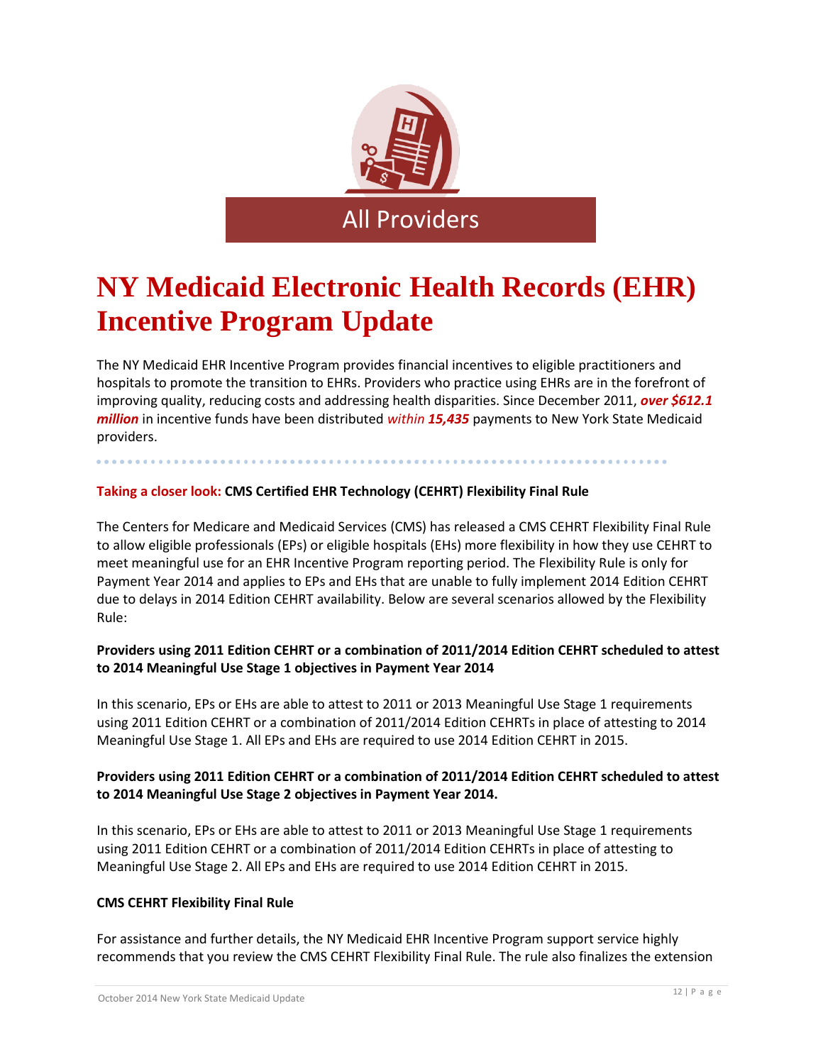All Providers

# NY Medicaid Electronic Health Records (EHR) Incentive Program Update

The NY Medicaid EHR Incentive Program provides financial incentives to eligible practitioners and hospitals to promote the transition to EHRs. Providers who practice using EHRs are in the forefront of improving quality, reducing costs and addressing health disparities. Since December 2011, ***over $612.1 million*** in incentive funds have been distributed *within* ***15,435*** payments to New York State Medicaid providers.

**Taking a closer look: CMS Certified EHR Technology (CEHRT) Flexibility Final Rule**

The Centers for Medicare and Medicaid Services (CMS) has released a CMS CEHRT Flexibility Final Rule to allow eligible professionals (EPs) or eligible hospitals (EHs) more flexibility in how they use CEHRT to meet meaningful use for an EHR Incentive Program reporting period. The Flexibility Rule is only for Payment Year 2014 and applies to EPs and EHs that are unable to fully implement 2014 Edition CEHRT due to delays in 2014 Edition CEHRT availability. Below are several scenarios allowed by the Flexibility Rule:

**Providers using 2011 Edition CEHRT or a combination of 2011/2014 Edition CEHRT scheduled to attest to 2014 Meaningful Use Stage 1 objectives in Payment Year 2014**

In this scenario, EPs or EHs are able to attest to 2011 or 2013 Meaningful Use Stage 1 requirements using 2011 Edition CEHRT or a combination of 2011/2014 Edition CEHRTs in place of attesting to 2014 Meaningful Use Stage 1. All EPs and EHs are required to use 2014 Edition CEHRT in 2015.

**Providers using 2011 Edition CEHRT or a combination of 2011/2014 Edition CEHRT scheduled to attest to 2014 Meaningful Use Stage 2 objectives in Payment Year 2014.**

In this scenario, EPs or EHs are able to attest to 2011 or 2013 Meaningful Use Stage 1 requirements using 2011 Edition CEHRT or a combination of 2011/2014 Edition CEHRTs in place of attesting to Meaningful Use Stage 2. All EPs and EHs are required to use 2014 Edition CEHRT in 2015.

**CMS CEHRT Flexibility Final Rule**

For assistance and further details, the NY Medicaid EHR Incentive Program support service highly recommends that you review the CMS CEHRT Flexibility Final Rule. The rule also finalizes the extension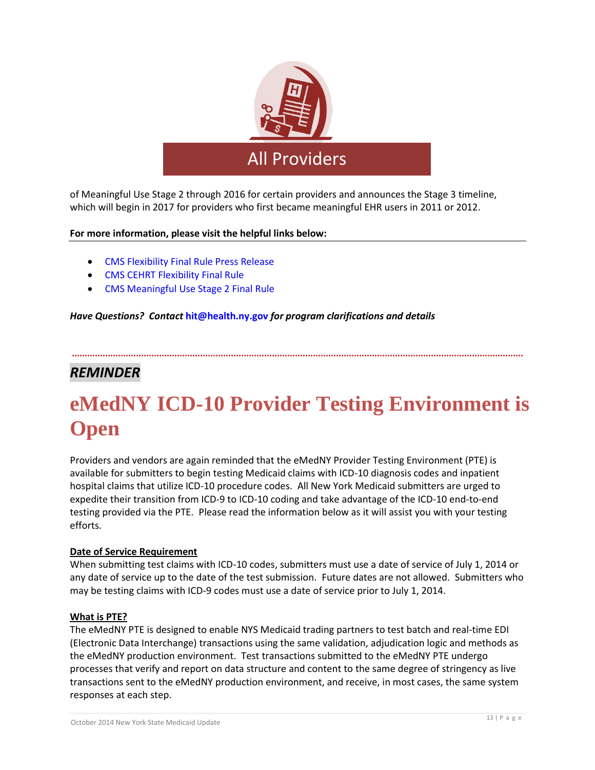## All Providers

of Meaningful Use Stage 2 through 2016 for certain providers and announces the Stage 3 timeline, which will begin in 2017 for providers who first became meaningful EHR users in 2011 or 2012.

**For more information, please visit the helpful links below:**

- CMS Flexibility Final Rule Press Release
- CMS CEHRT Flexibility Final Rule
- CMS Meaningful Use Stage 2 Final Rule

***Have Questions? Contact* hit@health.ny.gov *for program clarifications and details***

---

***REMINDER***

# eMedNY ICD-10 Provider Testing Environment is Open

Providers and vendors are again reminded that the eMedNY Provider Testing Environment (PTE) is available for submitters to begin testing Medicaid claims with ICD-10 diagnosis codes and inpatient hospital claims that utilize ICD-10 procedure codes. All New York Medicaid submitters are urged to expedite their transition from ICD-9 to ICD-10 coding and take advantage of the ICD-10 end-to-end testing provided via the PTE. Please read the information below as it will assist you with your testing efforts.

**Date of Service Requirement**

When submitting test claims with ICD-10 codes, submitters must use a date of service of July 1, 2014 or any date of service up to the date of the test submission. Future dates are not allowed. Submitters who may be testing claims with ICD-9 codes must use a date of service prior to July 1, 2014.

**What is PTE?**

The eMedNY PTE is designed to enable NYS Medicaid trading partners to test batch and real-time EDI (Electronic Data Interchange) transactions using the same validation, adjudication logic and methods as the eMedNY production environment. Test transactions submitted to the eMedNY PTE undergo processes that verify and report on data structure and content to the same degree of stringency as live transactions sent to the eMedNY production environment, and receive, in most cases, the same system responses at each step.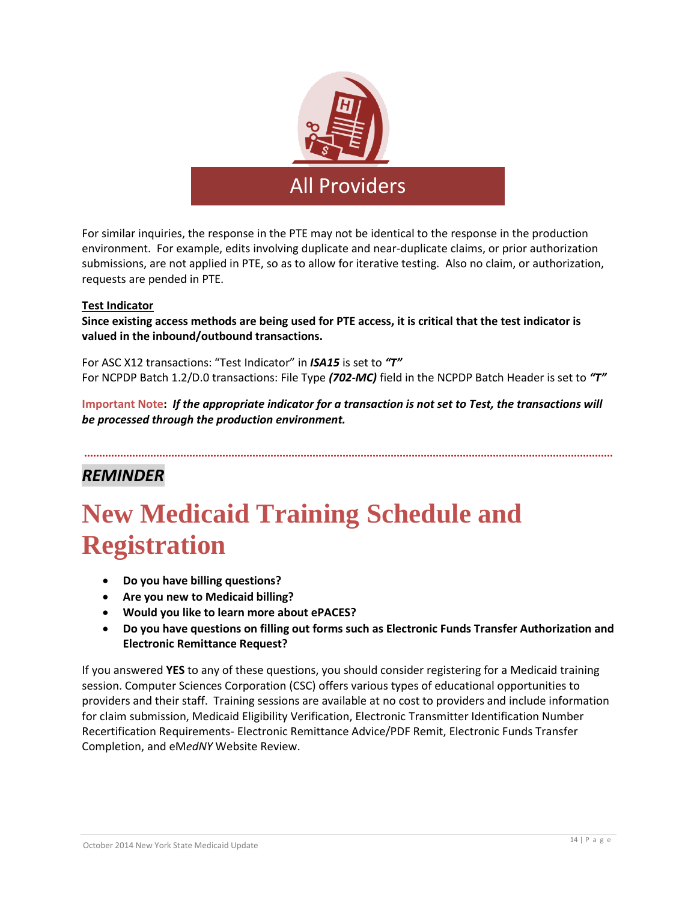# All Providers

For similar inquiries, the response in the PTE may not be identical to the response in the production environment. For example, edits involving duplicate and near-duplicate claims, or prior authorization submissions, are not applied in PTE, so as to allow for iterative testing. Also no claim, or authorization, requests are pended in PTE.

**Test Indicator**

**Since existing access methods are being used for PTE access, it is critical that the test indicator is valued in the inbound/outbound transactions.**

For ASC X12 transactions: "Test Indicator" in ***ISA15*** is set to ***"T"***
For NCPDP Batch 1.2/D.0 transactions: File Type ***(702-MC)*** field in the NCPDP Batch Header is set to ***"T"***

**Important Note**: ***If the appropriate indicator for a transaction is not set to Test, the transactions will be processed through the production environment.***

---

***REMINDER***

## New Medicaid Training Schedule and Registration

- **Do you have billing questions?**
- **Are you new to Medicaid billing?**
- **Would you like to learn more about ePACES?**
- **Do you have questions on filling out forms such as Electronic Funds Transfer Authorization and Electronic Remittance Request?**

If you answered **YES** to any of these questions, you should consider registering for a Medicaid training session. Computer Sciences Corporation (CSC) offers various types of educational opportunities to providers and their staff. Training sessions are available at no cost to providers and include information for claim submission, Medicaid Eligibility Verification, Electronic Transmitter Identification Number Recertification Requirements- Electronic Remittance Advice/PDF Remit, Electronic Funds Transfer Completion, and eM*edNY* Website Review.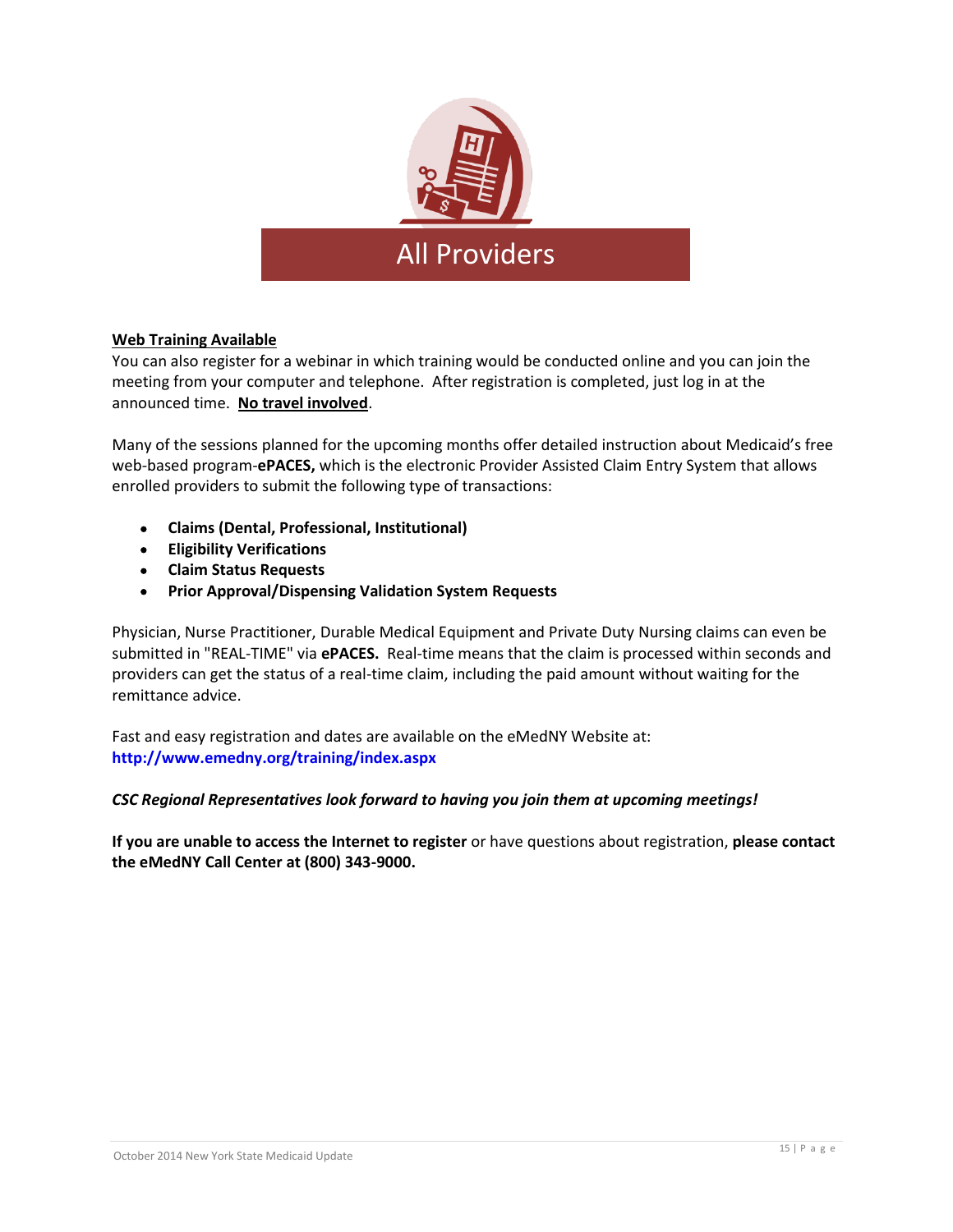# All Providers

**Web Training Available**

You can also register for a webinar in which training would be conducted online and you can join the meeting from your computer and telephone. After registration is completed, just log in at the announced time. **No travel involved**.

Many of the sessions planned for the upcoming months offer detailed instruction about Medicaid's free web-based program-**ePACES,** which is the electronic Provider Assisted Claim Entry System that allows enrolled providers to submit the following type of transactions:

- **Claims (Dental, Professional, Institutional)**
- **Eligibility Verifications**
- **Claim Status Requests**
- **Prior Approval/Dispensing Validation System Requests**

Physician, Nurse Practitioner, Durable Medical Equipment and Private Duty Nursing claims can even be submitted in "REAL-TIME" via **ePACES.** Real-time means that the claim is processed within seconds and providers can get the status of a real-time claim, including the paid amount without waiting for the remittance advice.

Fast and easy registration and dates are available on the eMedNY Website at:
**http://www.emedny.org/training/index.aspx**

***CSC Regional Representatives look forward to having you join them at upcoming meetings!***

**If you are unable to access the Internet to register** or have questions about registration, **please contact the eMedNY Call Center at (800) 343-9000.**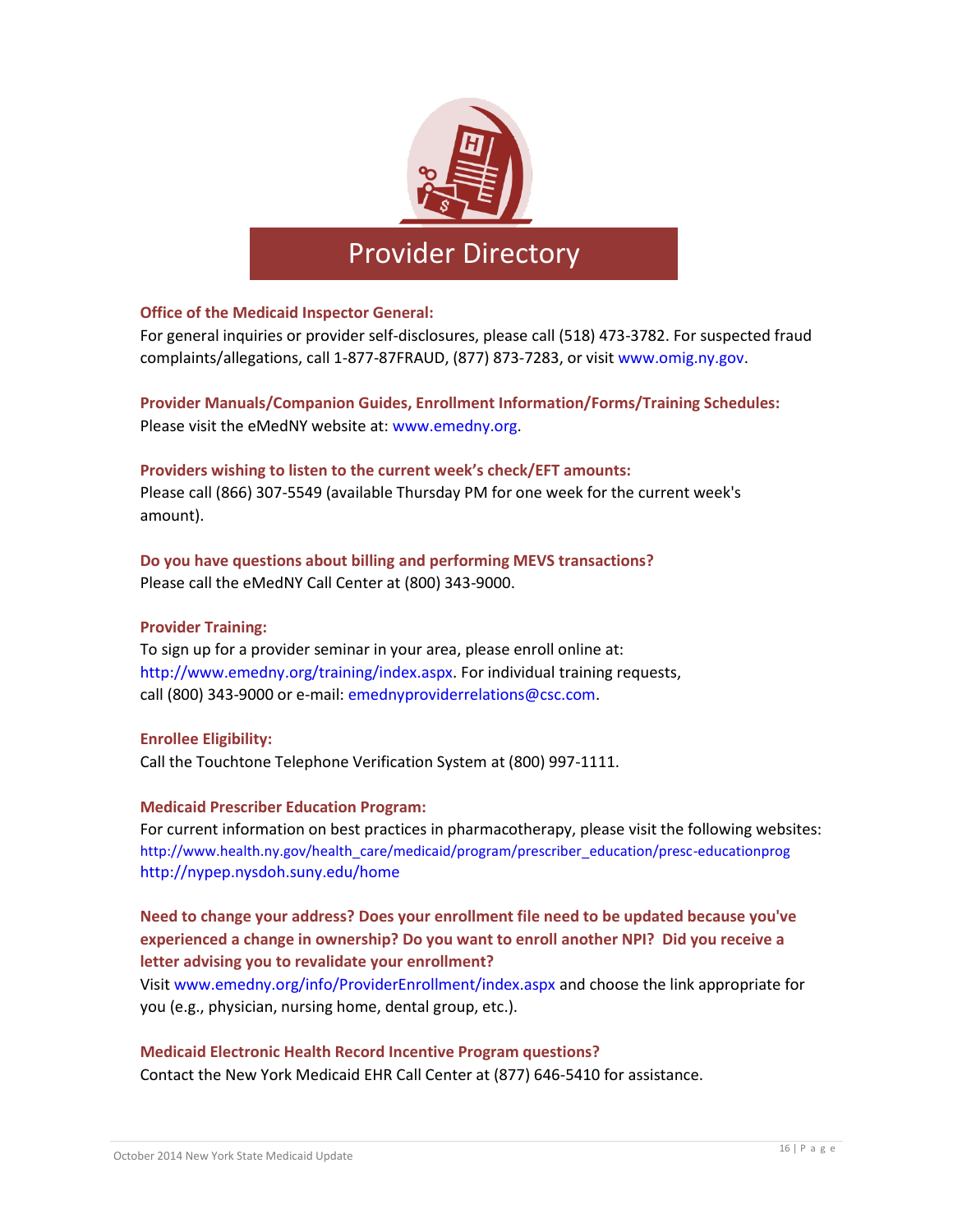# Provider Directory

**Office of the Medicaid Inspector General:**

For general inquiries or provider self-disclosures, please call (518) 473-3782. For suspected fraud complaints/allegations, call 1-877-87FRAUD, (877) 873-7283, or visit www.omig.ny.gov.

**Provider Manuals/Companion Guides, Enrollment Information/Forms/Training Schedules:**

Please visit the eMedNY website at: www.emedny.org.

**Providers wishing to listen to the current week's check/EFT amounts:**

Please call (866) 307-5549 (available Thursday PM for one week for the current week's amount).

**Do you have questions about billing and performing MEVS transactions?**

Please call the eMedNY Call Center at (800) 343-9000.

**Provider Training:**

To sign up for a provider seminar in your area, please enroll online at: http://www.emedny.org/training/index.aspx. For individual training requests, call (800) 343-9000 or e-mail: emednyproviderrelations@csc.com.

**Enrollee Eligibility:**

Call the Touchtone Telephone Verification System at (800) 997-1111.

**Medicaid Prescriber Education Program:**

For current information on best practices in pharmacotherapy, please visit the following websites:
http://www.health.ny.gov/health_care/medicaid/program/prescriber_education/presc-educationprog
http://nypep.nysdoh.suny.edu/home

**Need to change your address? Does your enrollment file need to be updated because you've experienced a change in ownership? Do you want to enroll another NPI? Did you receive a letter advising you to revalidate your enrollment?**

Visit www.emedny.org/info/ProviderEnrollment/index.aspx and choose the link appropriate for you (e.g., physician, nursing home, dental group, etc.).

**Medicaid Electronic Health Record Incentive Program questions?**

Contact the New York Medicaid EHR Call Center at (877) 646-5410 for assistance.